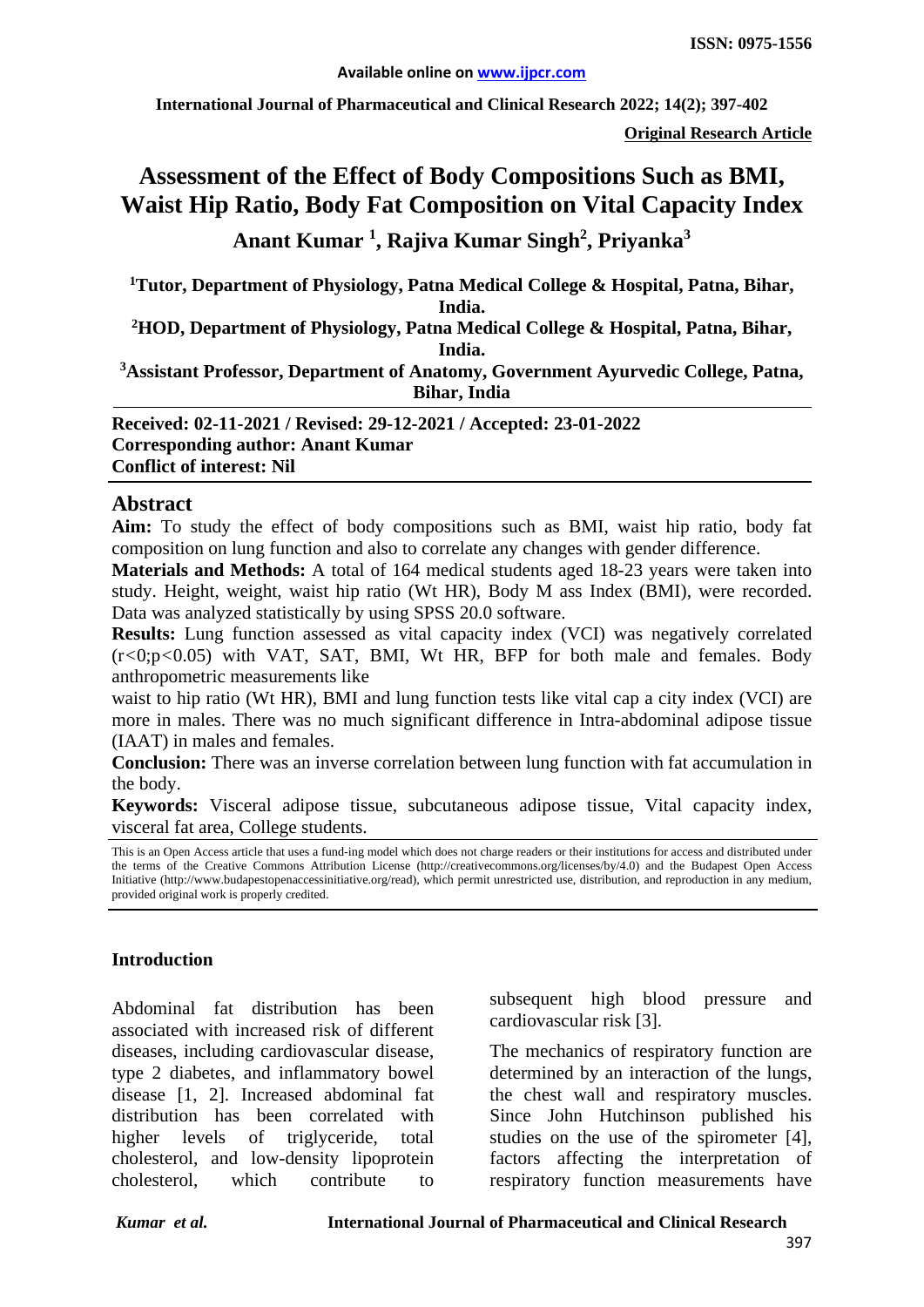**Original Research Article**

# Assessment of the Effect of Body Compositions Such as BMI, Waist Hip Ratio, Body Fat Composition on Vital Capacity Index

**Anant Kumar [1], Rajiva Kumar Singh[2], Priyanka[3]**

[1]Tutor, Department of Physiology, Patna Medical College & Hospital, Patna, Bihar, India.

[2]HOD, Department of Physiology, Patna Medical College & Hospital, Patna, Bihar, India.

[3]Assistant Professor, Department of Anatomy, Government Ayurvedic College, Patna, Bihar, India

**Received: 02-11-2021 / Revised: 29-12-2021 / Accepted: 23-01-2022**
**Corresponding author: Anant Kumar**
**Conflict of interest: Nil**

## Abstract

**Aim:** To study the effect of body compositions such as BMI, waist hip ratio, body fat composition on lung function and also to correlate any changes with gender difference.

**Materials and Methods:** A total of 164 medical students aged 18-23 years were taken into study. Height, weight, waist hip ratio (Wt HR), Body M ass Index (BMI), were recorded. Data was analyzed statistically by using SPSS 20.0 software.

**Results:** Lung function assessed as vital capacity index (VCI) was negatively correlated ($r<0;p<0.05$) with VAT, SAT, BMI, Wt HR, BFP for both male and females. Body anthropometric measurements like waist to hip ratio (Wt HR), BMI and lung function tests like vital cap a city index (VCI) are more in males. There was no much significant difference in Intra-abdominal adipose tissue (IAAT) in males and females.

**Conclusion:** There was an inverse correlation between lung function with fat accumulation in the body.

**Keywords:** Visceral adipose tissue, subcutaneous adipose tissue, Vital capacity index, visceral fat area, College students.

This is an Open Access article that uses a fund-ing model which does not charge readers or their institutions for access and distributed under the terms of the Creative Commons Attribution License (http://creativecommons.org/licenses/by/4.0) and the Budapest Open Access Initiative (http://www.budapestopenaccessinitiative.org/read), which permit unrestricted use, distribution, and reproduction in any medium, provided original work is properly credited.

## Introduction

Abdominal fat distribution has been associated with increased risk of different diseases, including cardiovascular disease, type 2 diabetes, and inflammatory bowel disease [1, 2]. Increased abdominal fat distribution has been correlated with higher levels of triglyceride, total cholesterol, and low-density lipoprotein cholesterol, which contribute to subsequent high blood pressure and cardiovascular risk [3].

The mechanics of respiratory function are determined by an interaction of the lungs, the chest wall and respiratory muscles. Since John Hutchinson published his studies on the use of the spirometer [4], factors affecting the interpretation of respiratory function measurements have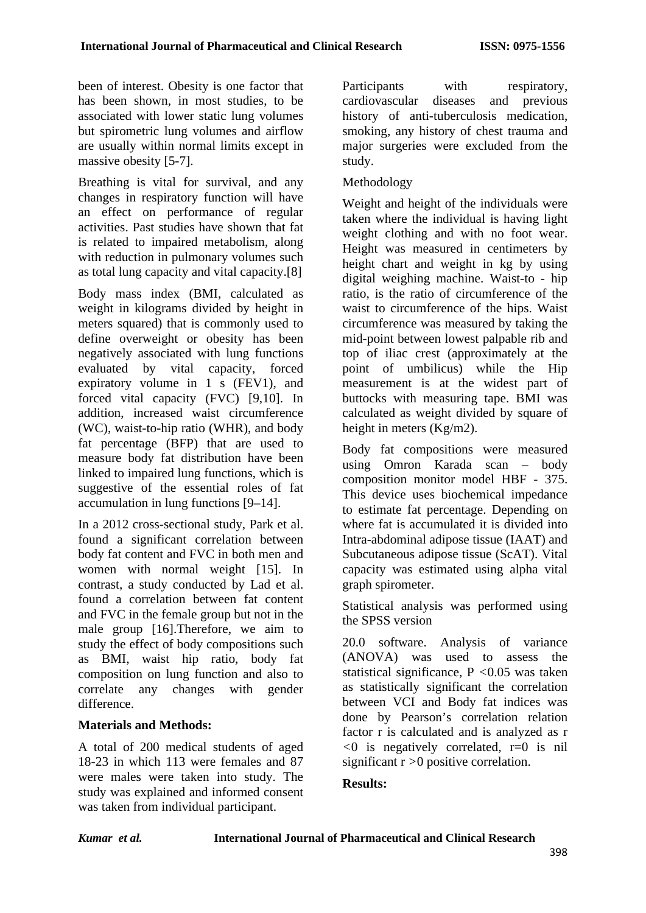been of interest. Obesity is one factor that has been shown, in most studies, to be associated with lower static lung volumes but spirometric lung volumes and airflow are usually within normal limits except in massive obesity [5-7].

Breathing is vital for survival, and any changes in respiratory function will have an effect on performance of regular activities. Past studies have shown that fat is related to impaired metabolism, along with reduction in pulmonary volumes such as total lung capacity and vital capacity.[8]

Body mass index (BMI, calculated as weight in kilograms divided by height in meters squared) that is commonly used to define overweight or obesity has been negatively associated with lung functions evaluated by vital capacity, forced expiratory volume in 1 s (FEV1), and forced vital capacity (FVC) [9,10]. In addition, increased waist circumference (WC), waist-to-hip ratio (WHR), and body fat percentage (BFP) that are used to measure body fat distribution have been linked to impaired lung functions, which is suggestive of the essential roles of fat accumulation in lung functions [9–14].

In a 2012 cross-sectional study, Park et al. found a significant correlation between body fat content and FVC in both men and women with normal weight [15]. In contrast, a study conducted by Lad et al. found a correlation between fat content and FVC in the female group but not in the male group [16].Therefore, we aim to study the effect of body compositions such as BMI, waist hip ratio, body fat composition on lung function and also to correlate any changes with gender difference.

## Materials and Methods:

A total of 200 medical students of aged 18-23 in which 113 were females and 87 were males were taken into study. The study was explained and informed consent was taken from individual participant.

Participants with respiratory, cardiovascular diseases and previous history of anti-tuberculosis medication, smoking, any history of chest trauma and major surgeries were excluded from the study.

Methodology

Weight and height of the individuals were taken where the individual is having light weight clothing and with no foot wear. Height was measured in centimeters by height chart and weight in kg by using digital weighing machine. Waist-to - hip ratio, is the ratio of circumference of the waist to circumference of the hips. Waist circumference was measured by taking the mid-point between lowest palpable rib and top of iliac crest (approximately at the point of umbilicus) while the Hip measurement is at the widest part of buttocks with measuring tape. BMI was calculated as weight divided by square of height in meters (Kg/m2).

Body fat compositions were measured using Omron Karada scan – body composition monitor model HBF - 375. This device uses biochemical impedance to estimate fat percentage. Depending on where fat is accumulated it is divided into Intra-abdominal adipose tissue (IAAT) and Subcutaneous adipose tissue (ScAT). Vital capacity was estimated using alpha vital graph spirometer.

Statistical analysis was performed using the SPSS version

20.0 software. Analysis of variance (ANOVA) was used to assess the statistical significance, $P < 0.05$ was taken as statistically significant the correlation between VCI and Body fat indices was done by Pearson's correlation relation factor r is calculated and is analyzed as $r < 0$ is negatively correlated, $r = 0$ is nil significant $r > 0$ positive correlation.

## Results: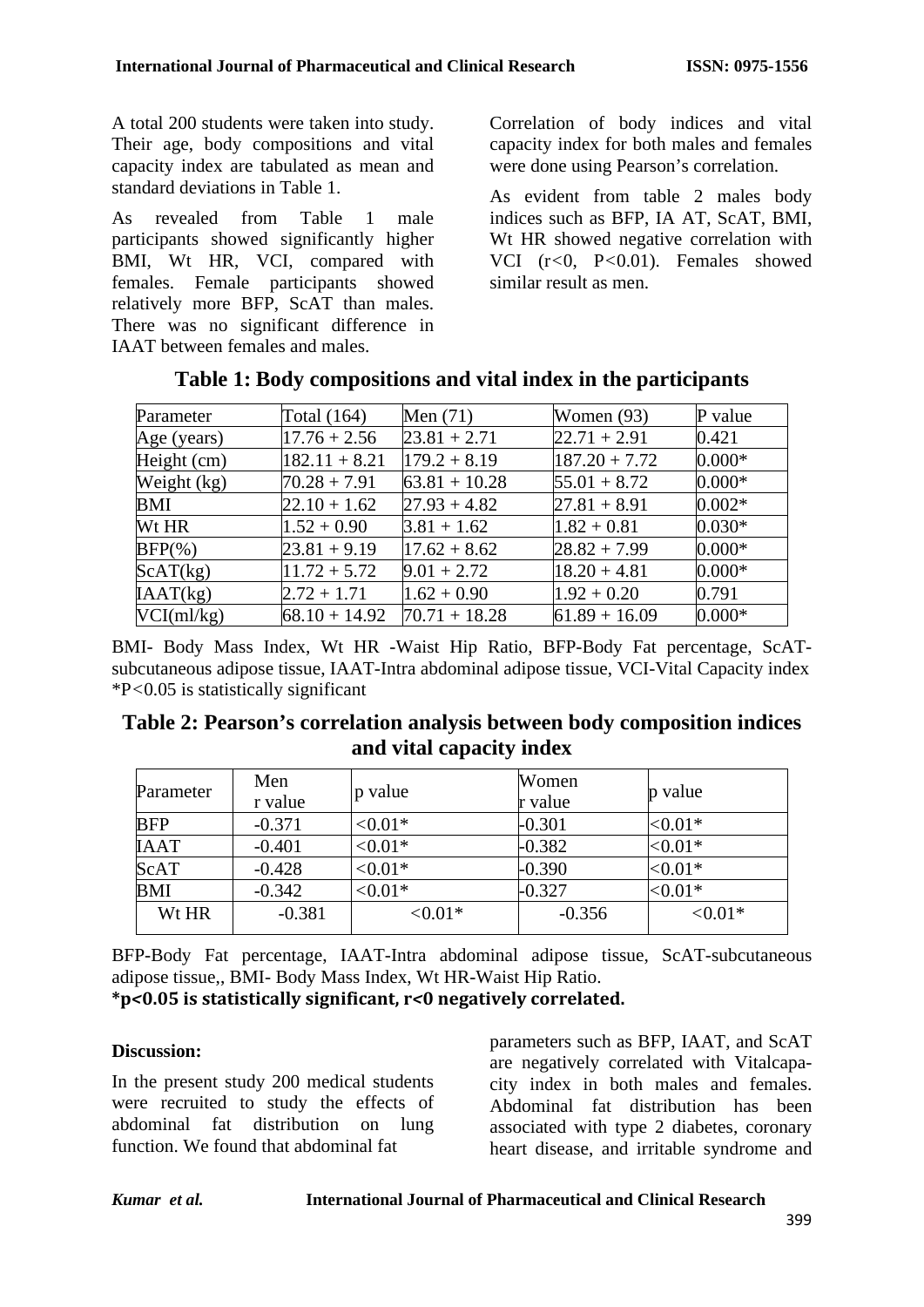A total 200 students were taken into study. Their age, body compositions and vital capacity index are tabulated as mean and standard deviations in Table 1.

As revealed from Table 1 male participants showed significantly higher BMI, Wt HR, VCI, compared with females. Female participants showed relatively more BFP, ScAT than males. There was no significant difference in IAAT between females and males.

Correlation of body indices and vital capacity index for both males and females were done using Pearson's correlation.

As evident from table 2 males body indices such as BFP, IA AT, ScAT, BMI, Wt HR showed negative correlation with VCI ($r<0$, $P<0.01$). Females showed similar result as men.

**Table 1: Body compositions and vital index in the participants**

| Parameter | Total (164) | Men (71) | Women (93) | P value |
|---|---|---|---|---|
| Age (years) | 17.76 + 2.56 | 23.81 + 2.71 | 22.71 + 2.91 | 0.421 |
| Height (cm) | 182.11 + 8.21 | 179.2 + 8.19 | 187.20 + 7.72 | 0.000* |
| Weight (kg) | 70.28 + 7.91 | 63.81 + 10.28 | 55.01 + 8.72 | 0.000* |
| BMI | 22.10 + 1.62 | 27.93 + 4.82 | 27.81 + 8.91 | 0.002* |
| Wt HR | 1.52 + 0.90 | 3.81 + 1.62 | 1.82 + 0.81 | 0.030* |
| BFP(%) | 23.81 + 9.19 | 17.62 + 8.62 | 28.82 + 7.99 | 0.000* |
| ScAT(kg) | 11.72 + 5.72 | 9.01 + 2.72 | 18.20 + 4.81 | 0.000* |
| IAAT(kg) | 2.72 + 1.71 | 1.62 + 0.90 | 1.92 + 0.20 | 0.791 |
| VCI(ml/kg) | 68.10 + 14.92 | 70.71 + 18.28 | 61.89 + 16.09 | 0.000* |

BMI- Body Mass Index, Wt HR -Waist Hip Ratio, BFP-Body Fat percentage, ScAT-subcutaneous adipose tissue, IAAT-Intra abdominal adipose tissue, VCI-Vital Capacity index
*$P<0.05$ is statistically significant

**Table 2: Pearson's correlation analysis between body composition indices and vital capacity index**

| Parameter | Men r value | p value | Women r value | p value |
|---|---|---|---|---|
| BFP | -0.371 | <0.01* | -0.301 | <0.01* |
| IAAT | -0.401 | <0.01* | -0.382 | <0.01* |
| ScAT | -0.428 | <0.01* | -0.390 | <0.01* |
| BMI | -0.342 | <0.01* | -0.327 | <0.01* |
| Wt HR | -0.381 | <0.01* | -0.356 | <0.01* |

BFP-Body Fat percentage, IAAT-Intra abdominal adipose tissue, ScAT-subcutaneous adipose tissue,, BMI- Body Mass Index, Wt HR-Waist Hip Ratio.
**\*$p<0.05$ is statistically significant, $r<0$ negatively correlated.**

**Discussion:**

In the present study 200 medical students were recruited to study the effects of abdominal fat distribution on lung function. We found that abdominal fat parameters such as BFP, IAAT, and ScAT are negatively correlated with Vitalcapacity index in both males and females. Abdominal fat distribution has been associated with type 2 diabetes, coronary heart disease, and irritable syndrome and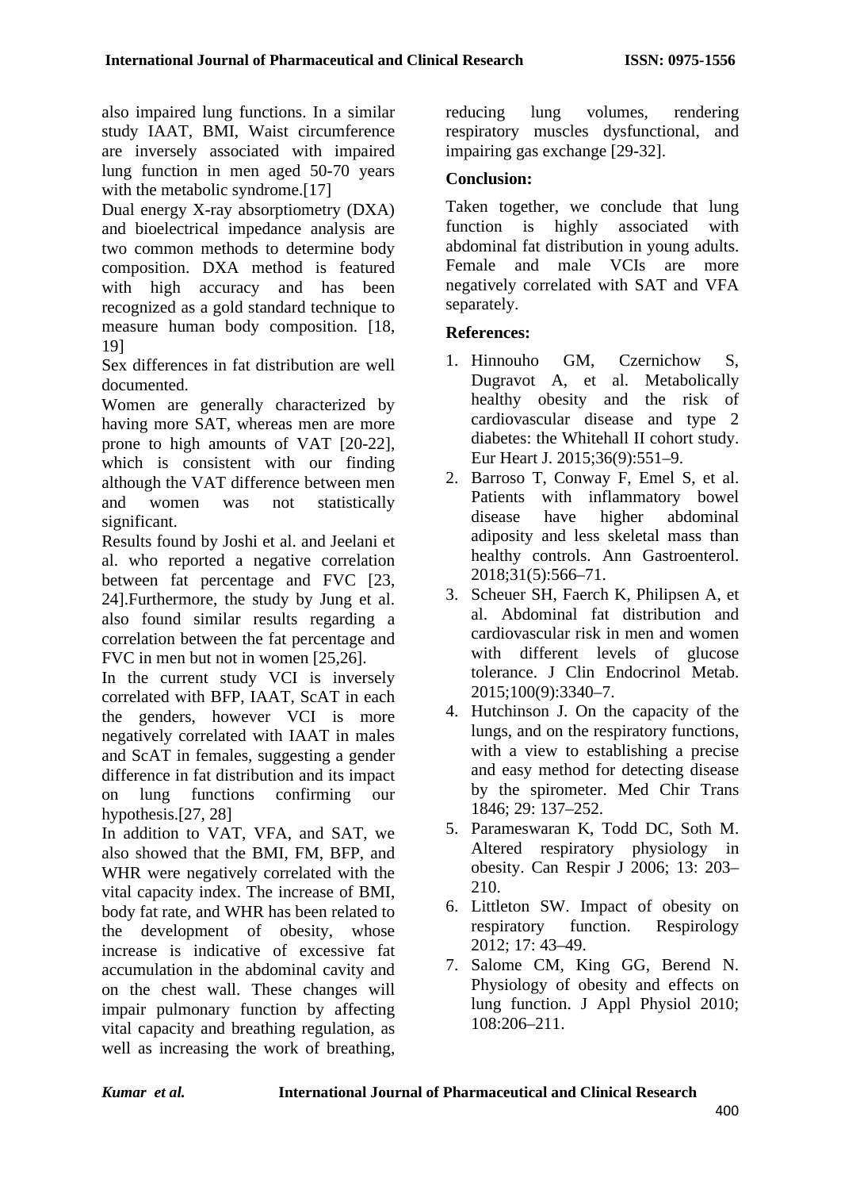also impaired lung functions. In a similar study IAAT, BMI, Waist circumference are inversely associated with impaired lung function in men aged 50-70 years with the metabolic syndrome.[17]

Dual energy X-ray absorptiometry (DXA) and bioelectrical impedance analysis are two common methods to determine body composition. DXA method is featured with high accuracy and has been recognized as a gold standard technique to measure human body composition. [18, 19]

Sex differences in fat distribution are well documented.

Women are generally characterized by having more SAT, whereas men are more prone to high amounts of VAT [20-22], which is consistent with our finding although the VAT difference between men and women was not statistically significant.

Results found by Joshi et al. and Jeelani et al. who reported a negative correlation between fat percentage and FVC [23, 24].Furthermore, the study by Jung et al. also found similar results regarding a correlation between the fat percentage and FVC in men but not in women [25,26].

In the current study VCI is inversely correlated with BFP, IAAT, ScAT in each the genders, however VCI is more negatively correlated with IAAT in males and ScAT in females, suggesting a gender difference in fat distribution and its impact on lung functions confirming our hypothesis.[27, 28]

In addition to VAT, VFA, and SAT, we also showed that the BMI, FM, BFP, and WHR were negatively correlated with the vital capacity index. The increase of BMI, body fat rate, and WHR has been related to the development of obesity, whose increase is indicative of excessive fat accumulation in the abdominal cavity and on the chest wall. These changes will impair pulmonary function by affecting vital capacity and breathing regulation, as well as increasing the work of breathing, reducing lung volumes, rendering respiratory muscles dysfunctional, and impairing gas exchange [29-32].

## Conclusion:

Taken together, we conclude that lung function is highly associated with abdominal fat distribution in young adults. Female and male VCIs are more negatively correlated with SAT and VFA separately.

## References:

1. Hinnouho GM, Czernichow S, Dugravot A, et al. Metabolically healthy obesity and the risk of cardiovascular disease and type 2 diabetes: the Whitehall II cohort study. Eur Heart J. 2015;36(9):551–9.
2. Barroso T, Conway F, Emel S, et al. Patients with inflammatory bowel disease have higher abdominal adiposity and less skeletal mass than healthy controls. Ann Gastroenterol. 2018;31(5):566–71.
3. Scheuer SH, Faerch K, Philipsen A, et al. Abdominal fat distribution and cardiovascular risk in men and women with different levels of glucose tolerance. J Clin Endocrinol Metab. 2015;100(9):3340–7.
4. Hutchinson J. On the capacity of the lungs, and on the respiratory functions, with a view to establishing a precise and easy method for detecting disease by the spirometer. Med Chir Trans 1846; 29: 137–252.
5. Parameswaran K, Todd DC, Soth M. Altered respiratory physiology in obesity. Can Respir J 2006; 13: 203–210.
6. Littleton SW. Impact of obesity on respiratory function. Respirology 2012; 17: 43–49.
7. Salome CM, King GG, Berend N. Physiology of obesity and effects on lung function. J Appl Physiol 2010; 108:206–211.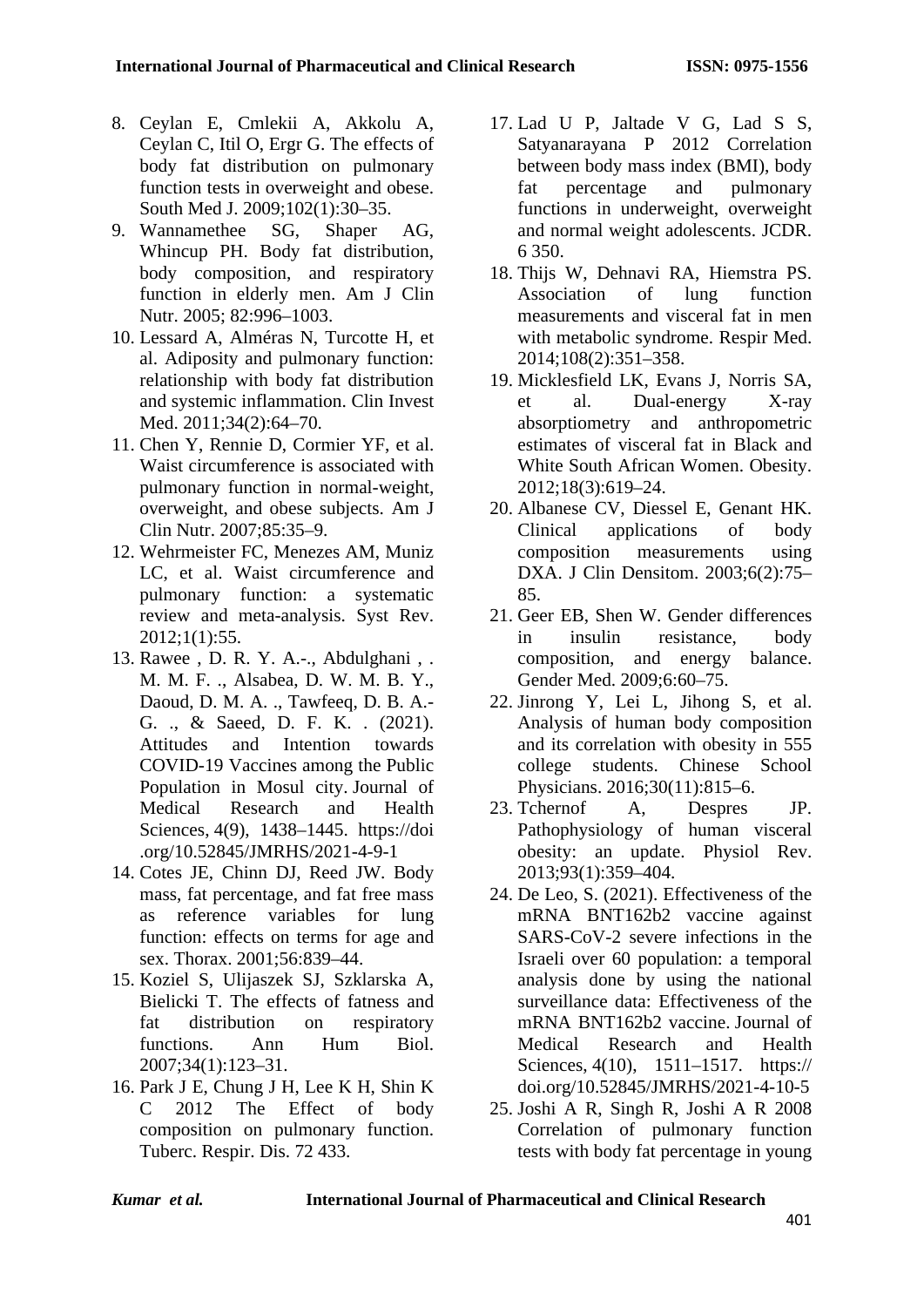8. Ceylan E, Cmlekii A, Akkolu A, Ceylan C, Itil O, Ergr G. The effects of body fat distribution on pulmonary function tests in overweight and obese. South Med J. 2009;102(1):30–35.
9. Wannamethee SG, Shaper AG, Whincup PH. Body fat distribution, body composition, and respiratory function in elderly men. Am J Clin Nutr. 2005; 82:996–1003.
10. Lessard A, Alméras N, Turcotte H, et al. Adiposity and pulmonary function: relationship with body fat distribution and systemic inflammation. Clin Invest Med. 2011;34(2):64–70.
11. Chen Y, Rennie D, Cormier YF, et al. Waist circumference is associated with pulmonary function in normal-weight, overweight, and obese subjects. Am J Clin Nutr. 2007;85:35–9.
12. Wehrmeister FC, Menezes AM, Muniz LC, et al. Waist circumference and pulmonary function: a systematic review and meta-analysis. Syst Rev. 2012;1(1):55.
13. Rawee , D. R. Y. A.-., Abdulghani , . M. M. F. ., Alsabea, D. W. M. B. Y., Daoud, D. M. A. ., Tawfeeq, D. B. A.-G. ., & Saeed, D. F. K. . (2021). Attitudes and Intention towards COVID-19 Vaccines among the Public Population in Mosul city. Journal of Medical Research and Health Sciences, 4(9), 1438–1445. https://doi.org/10.52845/JMRHS/2021-4-9-1
14. Cotes JE, Chinn DJ, Reed JW. Body mass, fat percentage, and fat free mass as reference variables for lung function: effects on terms for age and sex. Thorax. 2001;56:839–44.
15. Koziel S, Ulijaszek SJ, Szklarska A, Bielicki T. The effects of fatness and fat distribution on respiratory functions. Ann Hum Biol. 2007;34(1):123–31.
16. Park J E, Chung J H, Lee K H, Shin K C 2012 The Effect of body composition on pulmonary function. Tuberc. Respir. Dis. 72 433.
17. Lad U P, Jaltade V G, Lad S S, Satyanarayana P 2012 Correlation between body mass index (BMI), body fat percentage and pulmonary functions in underweight, overweight and normal weight adolescents. JCDR. 6 350.
18. Thijs W, Dehnavi RA, Hiemstra PS. Association of lung function measurements and visceral fat in men with metabolic syndrome. Respir Med. 2014;108(2):351–358.
19. Micklesfield LK, Evans J, Norris SA, et al. Dual-energy X-ray absorptiometry and anthropometric estimates of visceral fat in Black and White South African Women. Obesity. 2012;18(3):619–24.
20. Albanese CV, Diessel E, Genant HK. Clinical applications of body composition measurements using DXA. J Clin Densitom. 2003;6(2):75–85.
21. Geer EB, Shen W. Gender differences in insulin resistance, body composition, and energy balance. Gender Med. 2009;6:60–75.
22. Jinrong Y, Lei L, Jihong S, et al. Analysis of human body composition and its correlation with obesity in 555 college students. Chinese School Physicians. 2016;30(11):815–6.
23. Tchernof A, Despres JP. Pathophysiology of human visceral obesity: an update. Physiol Rev. 2013;93(1):359–404.
24. De Leo, S. (2021). Effectiveness of the mRNA BNT162b2 vaccine against SARS-CoV-2 severe infections in the Israeli over 60 population: a temporal analysis done by using the national surveillance data: Effectiveness of the mRNA BNT162b2 vaccine. Journal of Medical Research and Health Sciences, 4(10), 1511–1517. https://doi.org/10.52845/JMRHS/2021-4-10-5
25. Joshi A R, Singh R, Joshi A R 2008 Correlation of pulmonary function tests with body fat percentage in young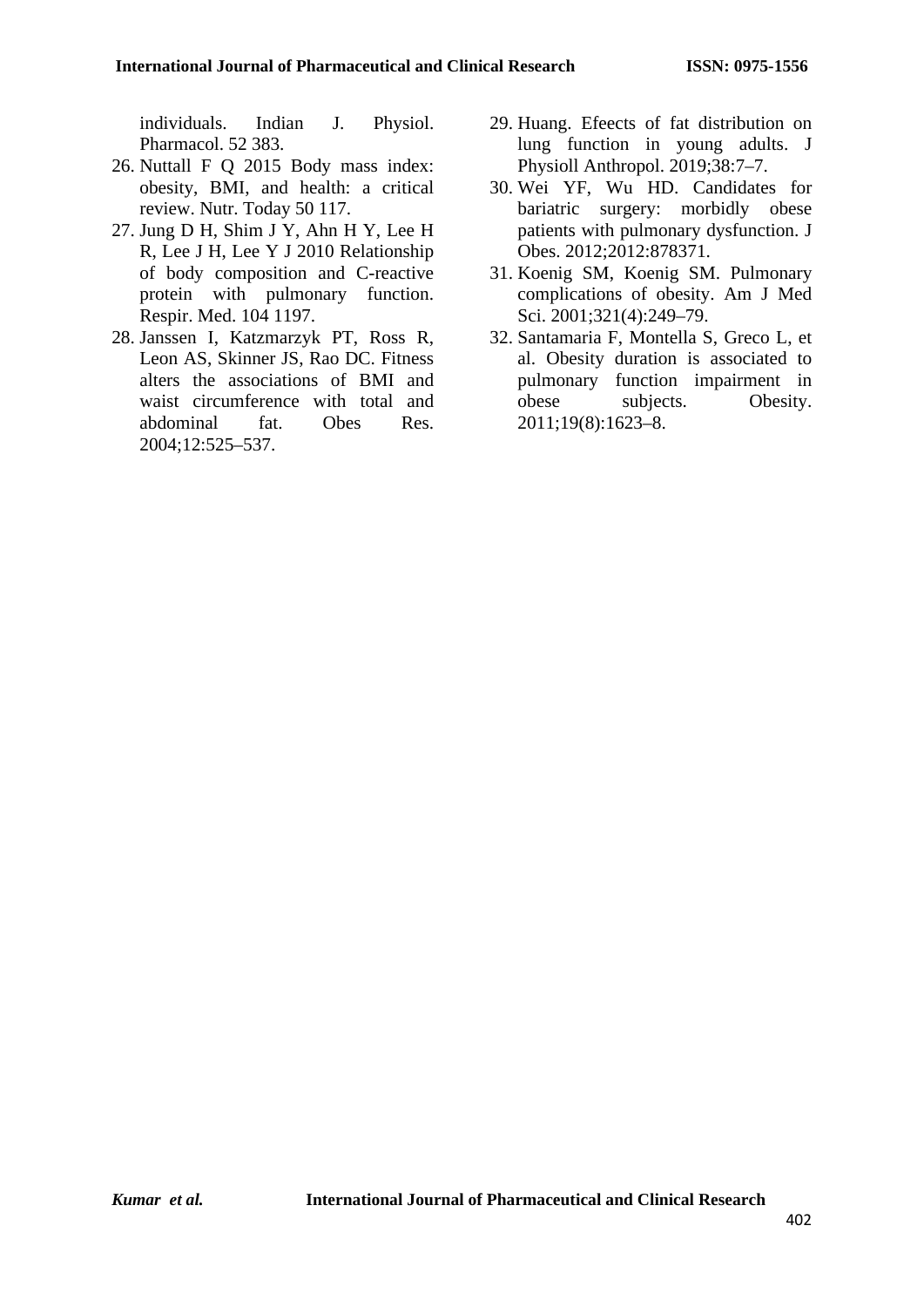individuals. Indian J. Physiol. Pharmacol. 52 383.

26. Nuttall F Q 2015 Body mass index: obesity, BMI, and health: a critical review. Nutr. Today 50 117.
27. Jung D H, Shim J Y, Ahn H Y, Lee H R, Lee J H, Lee Y J 2010 Relationship of body composition and C-reactive protein with pulmonary function. Respir. Med. 104 1197.
28. Janssen I, Katzmarzyk PT, Ross R, Leon AS, Skinner JS, Rao DC. Fitness alters the associations of BMI and waist circumference with total and abdominal fat. Obes Res. 2004;12:525–537.
29. Huang. Efeects of fat distribution on lung function in young adults. J Physioll Anthropol. 2019;38:7–7.
30. Wei YF, Wu HD. Candidates for bariatric surgery: morbidly obese patients with pulmonary dysfunction. J Obes. 2012;2012:878371.
31. Koenig SM, Koenig SM. Pulmonary complications of obesity. Am J Med Sci. 2001;321(4):249–79.
32. Santamaria F, Montella S, Greco L, et al. Obesity duration is associated to pulmonary function impairment in obese subjects. Obesity. 2011;19(8):1623–8.